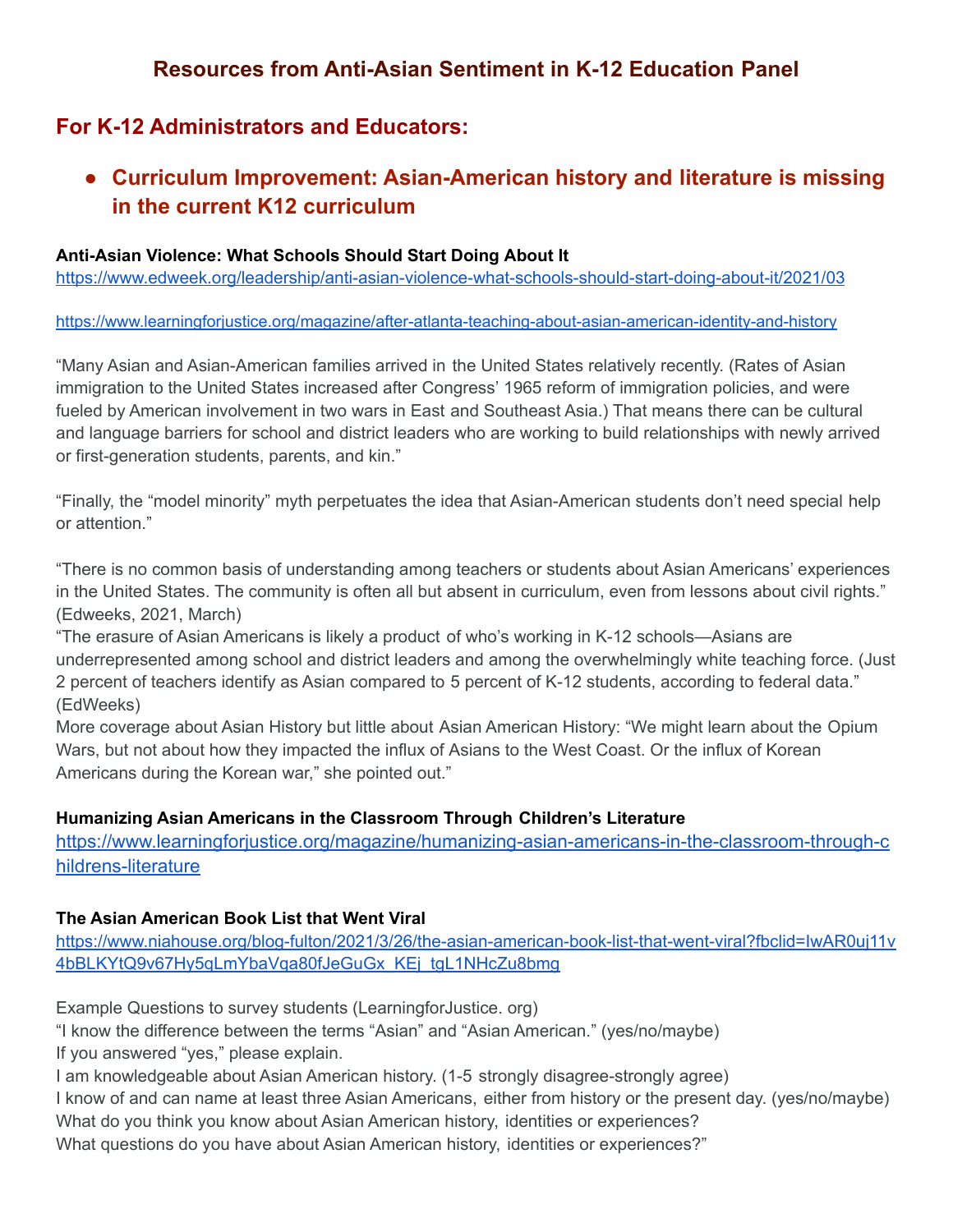# Resources from Anti-Asian Sentiment in K-12 Education Panel

## For K-12 Administrators and Educators:

- ### Curriculum Improvement: Asian-American history and literature is missing in the current K12 curriculum

**Anti-Asian Violence: What Schools Should Start Doing About It**
https://www.edweek.org/leadership/anti-asian-violence-what-schools-should-start-doing-about-it/2021/03

https://www.learningforjustice.org/magazine/after-atlanta-teaching-about-asian-american-identity-and-history

"Many Asian and Asian-American families arrived in the United States relatively recently. (Rates of Asian immigration to the United States increased after Congress' 1965 reform of immigration policies, and were fueled by American involvement in two wars in East and Southeast Asia.) That means there can be cultural and language barriers for school and district leaders who are working to build relationships with newly arrived or first-generation students, parents, and kin."

"Finally, the "model minority" myth perpetuates the idea that Asian-American students don't need special help or attention."

"There is no common basis of understanding among teachers or students about Asian Americans' experiences in the United States. The community is often all but absent in curriculum, even from lessons about civil rights." (Edweeks, 2021, March)
"The erasure of Asian Americans is likely a product of who's working in K-12 schools—Asians are underrepresented among school and district leaders and among the overwhelmingly white teaching force. (Just 2 percent of teachers identify as Asian compared to 5 percent of K-12 students, according to federal data." (EdWeeks)
More coverage about Asian History but little about Asian American History: "We might learn about the Opium Wars, but not about how they impacted the influx of Asians to the West Coast. Or the influx of Korean Americans during the Korean war," she pointed out."

**Humanizing Asian Americans in the Classroom Through Children's Literature**
https://www.learningforjustice.org/magazine/humanizing-asian-americans-in-the-classroom-through-childrens-literature

**The Asian American Book List that Went Viral**
https://www.niahouse.org/blog-fulton/2021/3/26/the-asian-american-book-list-that-went-viral?fbclid=IwAR0uj11v4bBLKYtQ9v67Hy5qLmYbaVqa80fJeGuGx_KEj_tgL1NHcZu8bmg

Example Questions to survey students (LearningforJustice. org)
"I know the difference between the terms "Asian" and "Asian American." (yes/no/maybe)
If you answered "yes," please explain.
I am knowledgeable about Asian American history. (1-5 strongly disagree-strongly agree)
I know of and can name at least three Asian Americans, either from history or the present day. (yes/no/maybe)
What do you think you know about Asian American history, identities or experiences?
What questions do you have about Asian American history, identities or experiences?"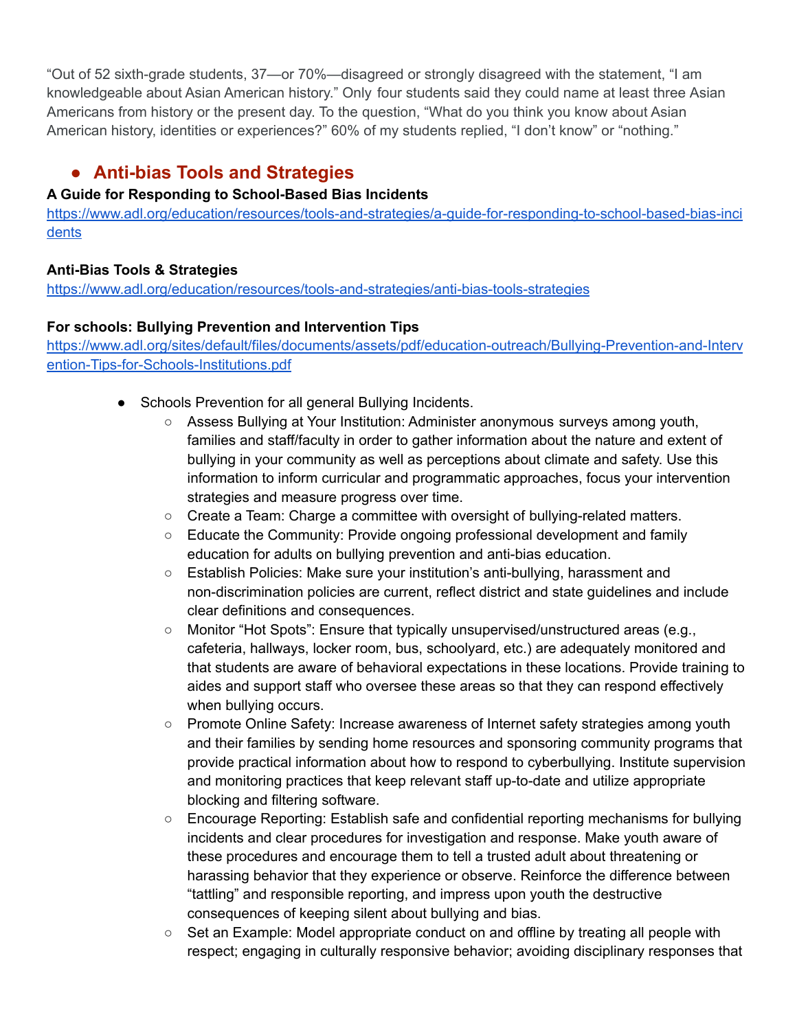"Out of 52 sixth-grade students, 37—or 70%—disagreed or strongly disagreed with the statement, "I am knowledgeable about Asian American history." Only four students said they could name at least three Asian Americans from history or the present day. To the question, "What do you think you know about Asian American history, identities or experiences?" 60% of my students replied, "I don't know" or "nothing."

## Anti-bias Tools and Strategies

**A Guide for Responding to School-Based Bias Incidents**
https://www.adl.org/education/resources/tools-and-strategies/a-guide-for-responding-to-school-based-bias-incidents

**Anti-Bias Tools & Strategies**
https://www.adl.org/education/resources/tools-and-strategies/anti-bias-tools-strategies

**For schools: Bullying Prevention and Intervention Tips**
https://www.adl.org/sites/default/files/documents/assets/pdf/education-outreach/Bullying-Prevention-and-Intervention-Tips-for-Schools-Institutions.pdf

- Schools Prevention for all general Bullying Incidents.
  - Assess Bullying at Your Institution: Administer anonymous surveys among youth, families and staff/faculty in order to gather information about the nature and extent of bullying in your community as well as perceptions about climate and safety. Use this information to inform curricular and programmatic approaches, focus your intervention strategies and measure progress over time.
  - Create a Team: Charge a committee with oversight of bullying-related matters.
  - Educate the Community: Provide ongoing professional development and family education for adults on bullying prevention and anti-bias education.
  - Establish Policies: Make sure your institution's anti-bullying, harassment and non-discrimination policies are current, reflect district and state guidelines and include clear definitions and consequences.
  - Monitor "Hot Spots": Ensure that typically unsupervised/unstructured areas (e.g., cafeteria, hallways, locker room, bus, schoolyard, etc.) are adequately monitored and that students are aware of behavioral expectations in these locations. Provide training to aides and support staff who oversee these areas so that they can respond effectively when bullying occurs.
  - Promote Online Safety: Increase awareness of Internet safety strategies among youth and their families by sending home resources and sponsoring community programs that provide practical information about how to respond to cyberbullying. Institute supervision and monitoring practices that keep relevant staff up-to-date and utilize appropriate blocking and filtering software.
  - Encourage Reporting: Establish safe and confidential reporting mechanisms for bullying incidents and clear procedures for investigation and response. Make youth aware of these procedures and encourage them to tell a trusted adult about threatening or harassing behavior that they experience or observe. Reinforce the difference between "tattling" and responsible reporting, and impress upon youth the destructive consequences of keeping silent about bullying and bias.
  - Set an Example: Model appropriate conduct on and offline by treating all people with respect; engaging in culturally responsive behavior; avoiding disciplinary responses that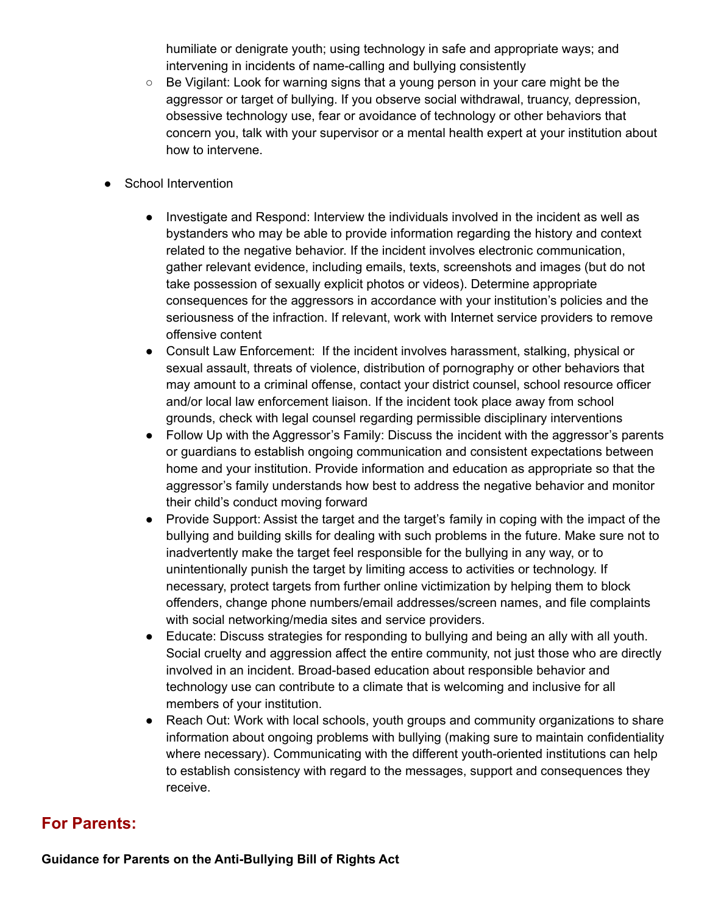humiliate or denigrate youth; using technology in safe and appropriate ways; and intervening in incidents of name-calling and bullying consistently
  - Be Vigilant: Look for warning signs that a young person in your care might be the aggressor or target of bullying. If you observe social withdrawal, truancy, depression, obsessive technology use, fear or avoidance of technology or other behaviors that concern you, talk with your supervisor or a mental health expert at your institution about how to intervene.

- School Intervention

  - Investigate and Respond: Interview the individuals involved in the incident as well as bystanders who may be able to provide information regarding the history and context related to the negative behavior. If the incident involves electronic communication, gather relevant evidence, including emails, texts, screenshots and images (but do not take possession of sexually explicit photos or videos). Determine appropriate consequences for the aggressors in accordance with your institution's policies and the seriousness of the infraction. If relevant, work with Internet service providers to remove offensive content
  - Consult Law Enforcement: If the incident involves harassment, stalking, physical or sexual assault, threats of violence, distribution of pornography or other behaviors that may amount to a criminal offense, contact your district counsel, school resource officer and/or local law enforcement liaison. If the incident took place away from school grounds, check with legal counsel regarding permissible disciplinary interventions
  - Follow Up with the Aggressor's Family: Discuss the incident with the aggressor's parents or guardians to establish ongoing communication and consistent expectations between home and your institution. Provide information and education as appropriate so that the aggressor's family understands how best to address the negative behavior and monitor their child's conduct moving forward
  - Provide Support: Assist the target and the target's family in coping with the impact of the bullying and building skills for dealing with such problems in the future. Make sure not to inadvertently make the target feel responsible for the bullying in any way, or to unintentionally punish the target by limiting access to activities or technology. If necessary, protect targets from further online victimization by helping them to block offenders, change phone numbers/email addresses/screen names, and file complaints with social networking/media sites and service providers.
  - Educate: Discuss strategies for responding to bullying and being an ally with all youth. Social cruelty and aggression affect the entire community, not just those who are directly involved in an incident. Broad-based education about responsible behavior and technology use can contribute to a climate that is welcoming and inclusive for all members of your institution.
  - Reach Out: Work with local schools, youth groups and community organizations to share information about ongoing problems with bullying (making sure to maintain confidentiality where necessary). Communicating with the different youth-oriented institutions can help to establish consistency with regard to the messages, support and consequences they receive.

## For Parents:

**Guidance for Parents on the Anti-Bullying Bill of Rights Act**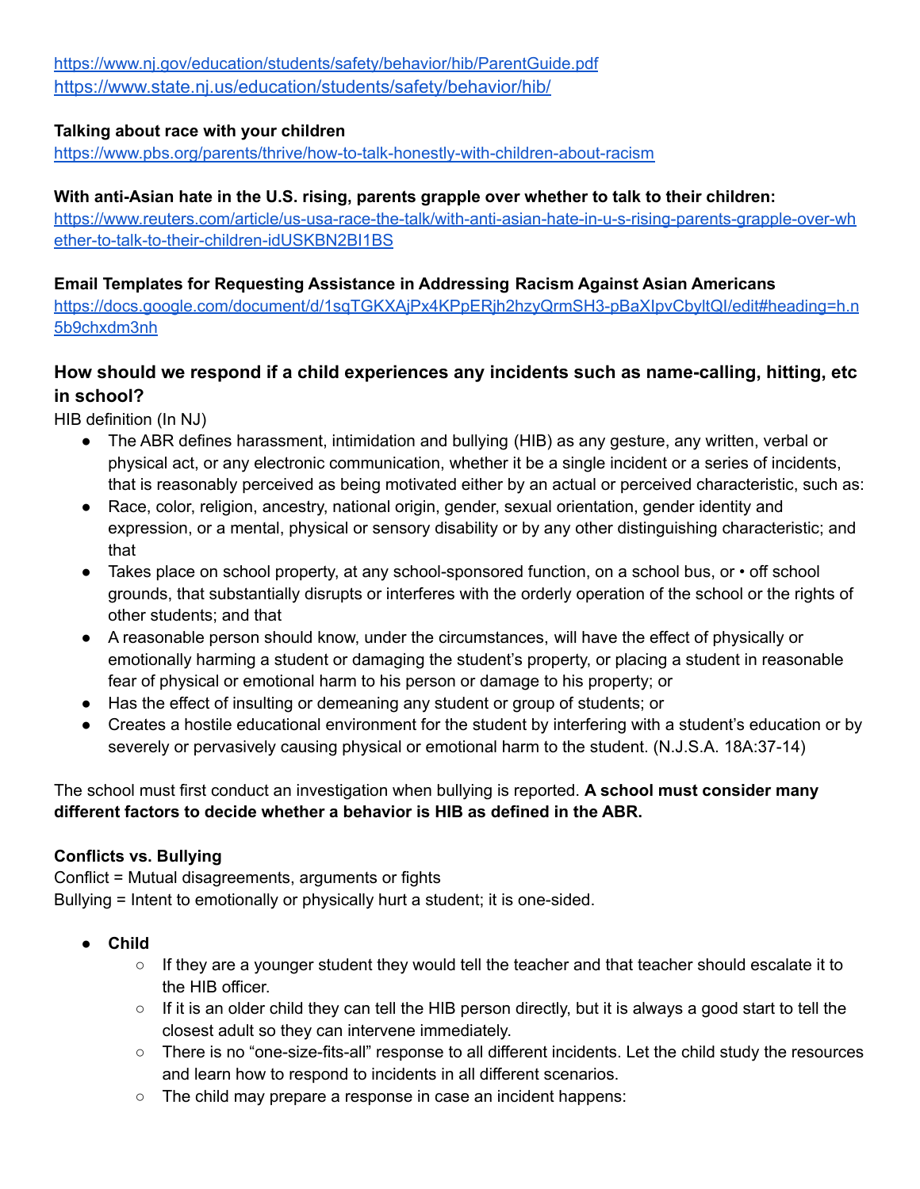https://www.nj.gov/education/students/safety/behavior/hib/ParentGuide.pdf
https://www.state.nj.us/education/students/safety/behavior/hib/

**Talking about race with your children**
https://www.pbs.org/parents/thrive/how-to-talk-honestly-with-children-about-racism

**With anti-Asian hate in the U.S. rising, parents grapple over whether to talk to their children:**
https://www.reuters.com/article/us-usa-race-the-talk/with-anti-asian-hate-in-u-s-rising-parents-grapple-over-whether-to-talk-to-their-children-idUSKBN2BI1BS

**Email Templates for Requesting Assistance in Addressing Racism Against Asian Americans**
https://docs.google.com/document/d/1sqTGKXAjPx4KPpERjh2hzyQrmSH3-pBaXIpvCbyltQI/edit#heading=h.n5b9chxdm3nh

### How should we respond if a child experiences any incidents such as name-calling, hitting, etc in school?

HIB definition (In NJ)

- The ABR defines harassment, intimidation and bullying (HIB) as any gesture, any written, verbal or physical act, or any electronic communication, whether it be a single incident or a series of incidents, that is reasonably perceived as being motivated either by an actual or perceived characteristic, such as:
- Race, color, religion, ancestry, national origin, gender, sexual orientation, gender identity and expression, or a mental, physical or sensory disability or by any other distinguishing characteristic; and that
- Takes place on school property, at any school-sponsored function, on a school bus, or • off school grounds, that substantially disrupts or interferes with the orderly operation of the school or the rights of other students; and that
- A reasonable person should know, under the circumstances, will have the effect of physically or emotionally harming a student or damaging the student's property, or placing a student in reasonable fear of physical or emotional harm to his person or damage to his property; or
- Has the effect of insulting or demeaning any student or group of students; or
- Creates a hostile educational environment for the student by interfering with a student's education or by severely or pervasively causing physical or emotional harm to the student. (N.J.S.A. 18A:37-14)

The school must first conduct an investigation when bullying is reported. **A school must consider many different factors to decide whether a behavior is HIB as defined in the ABR.**

**Conflicts vs. Bullying**
Conflict = Mutual disagreements, arguments or fights
Bullying = Intent to emotionally or physically hurt a student; it is one-sided.

- **Child**
  - If they are a younger student they would tell the teacher and that teacher should escalate it to the HIB officer.
  - If it is an older child they can tell the HIB person directly, but it is always a good start to tell the closest adult so they can intervene immediately.
  - There is no "one-size-fits-all" response to all different incidents. Let the child study the resources and learn how to respond to incidents in all different scenarios.
  - The child may prepare a response in case an incident happens: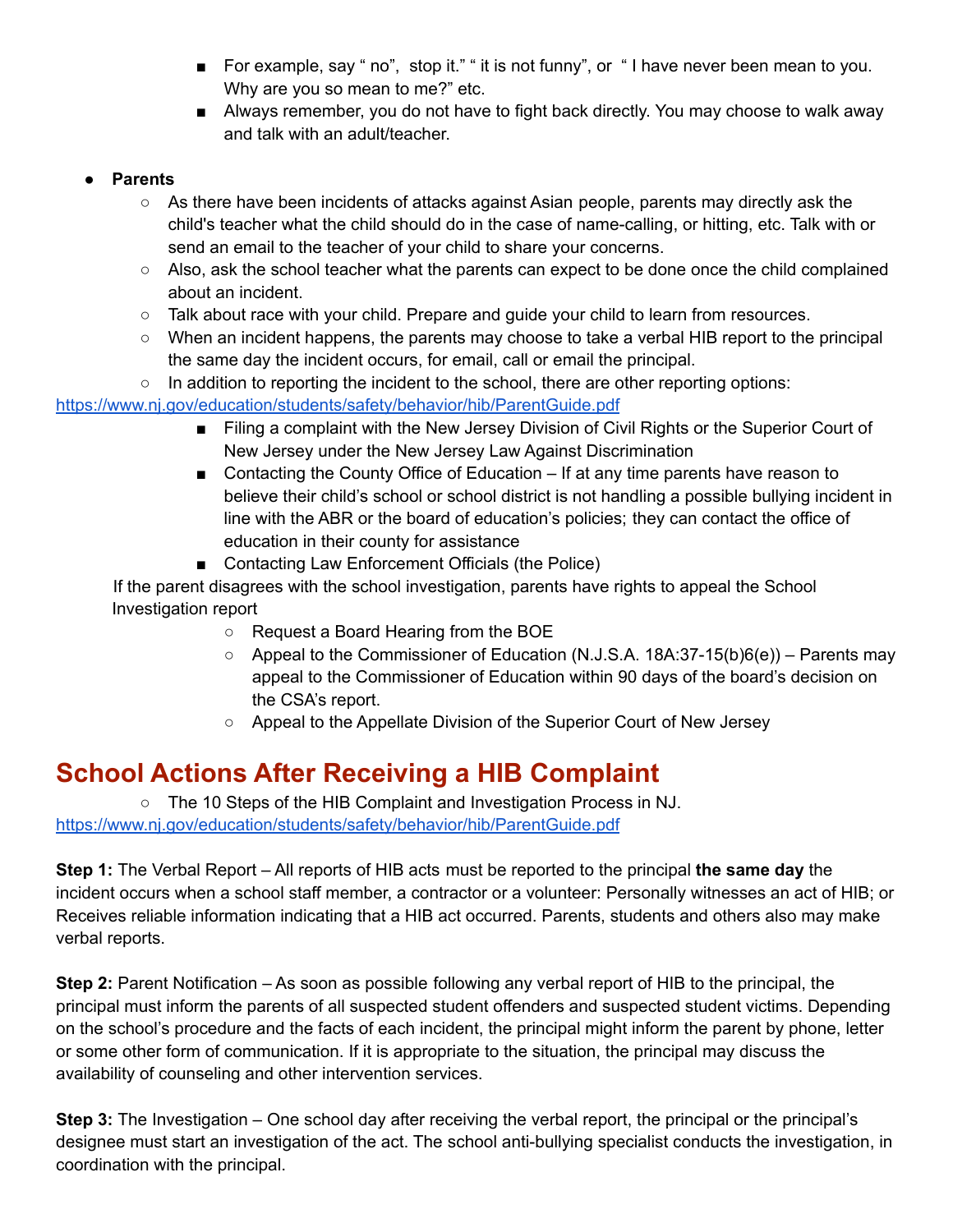- For example, say " no", stop it." " it is not funny", or " I have never been mean to you. Why are you so mean to me?" etc.
    - Always remember, you do not have to fight back directly. You may choose to walk away and talk with an adult/teacher.

- **Parents**
  - As there have been incidents of attacks against Asian people, parents may directly ask the child's teacher what the child should do in the case of name-calling, or hitting, etc. Talk with or send an email to the teacher of your child to share your concerns.
  - Also, ask the school teacher what the parents can expect to be done once the child complained about an incident.
  - Talk about race with your child. Prepare and guide your child to learn from resources.
  - When an incident happens, the parents may choose to take a verbal HIB report to the principal the same day the incident occurs, for email, call or email the principal.
  - In addition to reporting the incident to the school, there are other reporting options:

https://www.nj.gov/education/students/safety/behavior/hib/ParentGuide.pdf

    - Filing a complaint with the New Jersey Division of Civil Rights or the Superior Court of New Jersey under the New Jersey Law Against Discrimination
    - Contacting the County Office of Education – If at any time parents have reason to believe their child's school or school district is not handling a possible bullying incident in line with the ABR or the board of education's policies; they can contact the office of education in their county for assistance
    - Contacting Law Enforcement Officials (the Police)

If the parent disagrees with the school investigation, parents have rights to appeal the School Investigation report

  - Request a Board Hearing from the BOE
  - Appeal to the Commissioner of Education (N.J.S.A. 18A:37-15(b)6(e)) – Parents may appeal to the Commissioner of Education within 90 days of the board's decision on the CSA's report.
  - Appeal to the Appellate Division of the Superior Court of New Jersey

## School Actions After Receiving a HIB Complaint

- The 10 Steps of the HIB Complaint and Investigation Process in NJ.

https://www.nj.gov/education/students/safety/behavior/hib/ParentGuide.pdf

**Step 1:** The Verbal Report – All reports of HIB acts must be reported to the principal **the same day** the incident occurs when a school staff member, a contractor or a volunteer: Personally witnesses an act of HIB; or Receives reliable information indicating that a HIB act occurred. Parents, students and others also may make verbal reports.

**Step 2:** Parent Notification – As soon as possible following any verbal report of HIB to the principal, the principal must inform the parents of all suspected student offenders and suspected student victims. Depending on the school's procedure and the facts of each incident, the principal might inform the parent by phone, letter or some other form of communication. If it is appropriate to the situation, the principal may discuss the availability of counseling and other intervention services.

**Step 3:** The Investigation – One school day after receiving the verbal report, the principal or the principal's designee must start an investigation of the act. The school anti-bullying specialist conducts the investigation, in coordination with the principal.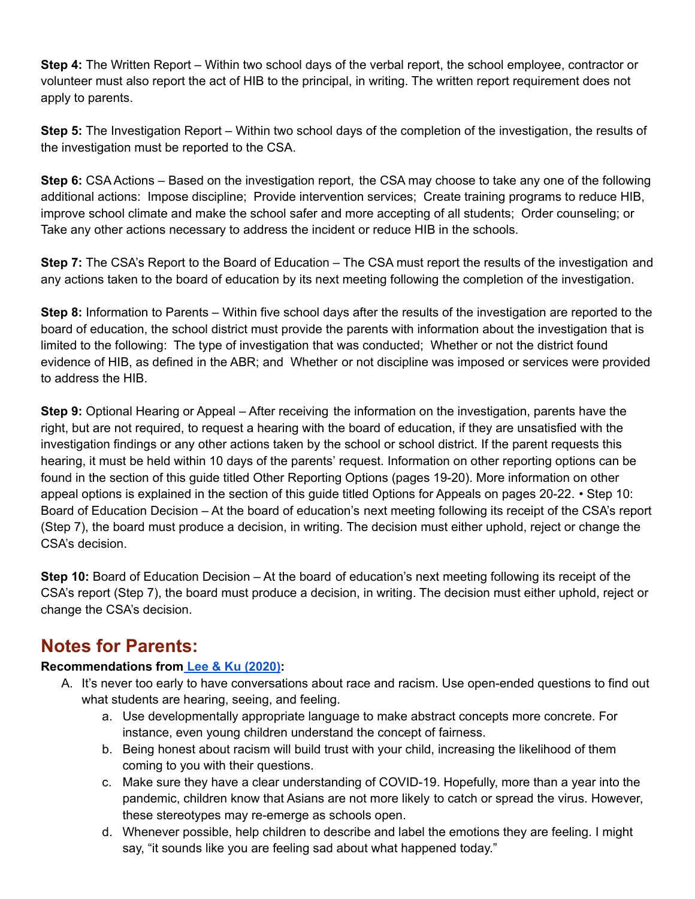**Step 4:** The Written Report – Within two school days of the verbal report, the school employee, contractor or volunteer must also report the act of HIB to the principal, in writing. The written report requirement does not apply to parents.

**Step 5:** The Investigation Report – Within two school days of the completion of the investigation, the results of the investigation must be reported to the CSA.

**Step 6:** CSA Actions – Based on the investigation report, the CSA may choose to take any one of the following additional actions: Impose discipline; Provide intervention services; Create training programs to reduce HIB, improve school climate and make the school safer and more accepting of all students; Order counseling; or Take any other actions necessary to address the incident or reduce HIB in the schools.

**Step 7:** The CSA's Report to the Board of Education – The CSA must report the results of the investigation and any actions taken to the board of education by its next meeting following the completion of the investigation.

**Step 8:** Information to Parents – Within five school days after the results of the investigation are reported to the board of education, the school district must provide the parents with information about the investigation that is limited to the following: The type of investigation that was conducted; Whether or not the district found evidence of HIB, as defined in the ABR; and Whether or not discipline was imposed or services were provided to address the HIB.

**Step 9:** Optional Hearing or Appeal – After receiving the information on the investigation, parents have the right, but are not required, to request a hearing with the board of education, if they are unsatisfied with the investigation findings or any other actions taken by the school or school district. If the parent requests this hearing, it must be held within 10 days of the parents' request. Information on other reporting options can be found in the section of this guide titled Other Reporting Options (pages 19-20). More information on other appeal options is explained in the section of this guide titled Options for Appeals on pages 20-22. • Step 10: Board of Education Decision – At the board of education's next meeting following its receipt of the CSA's report (Step 7), the board must produce a decision, in writing. The decision must either uphold, reject or change the CSA's decision.

**Step 10:** Board of Education Decision – At the board of education's next meeting following its receipt of the CSA's report (Step 7), the board must produce a decision, in writing. The decision must either uphold, reject or change the CSA's decision.

## Notes for Parents:

**Recommendations from Lee & Ku (2020):**

A. It's never too early to have conversations about race and racism. Use open-ended questions to find out what students are hearing, seeing, and feeling.
    a. Use developmentally appropriate language to make abstract concepts more concrete. For instance, even young children understand the concept of fairness.
    b. Being honest about racism will build trust with your child, increasing the likelihood of them coming to you with their questions.
    c. Make sure they have a clear understanding of COVID-19. Hopefully, more than a year into the pandemic, children know that Asians are not more likely to catch or spread the virus. However, these stereotypes may re-emerge as schools open.
    d. Whenever possible, help children to describe and label the emotions they are feeling. I might say, "it sounds like you are feeling sad about what happened today."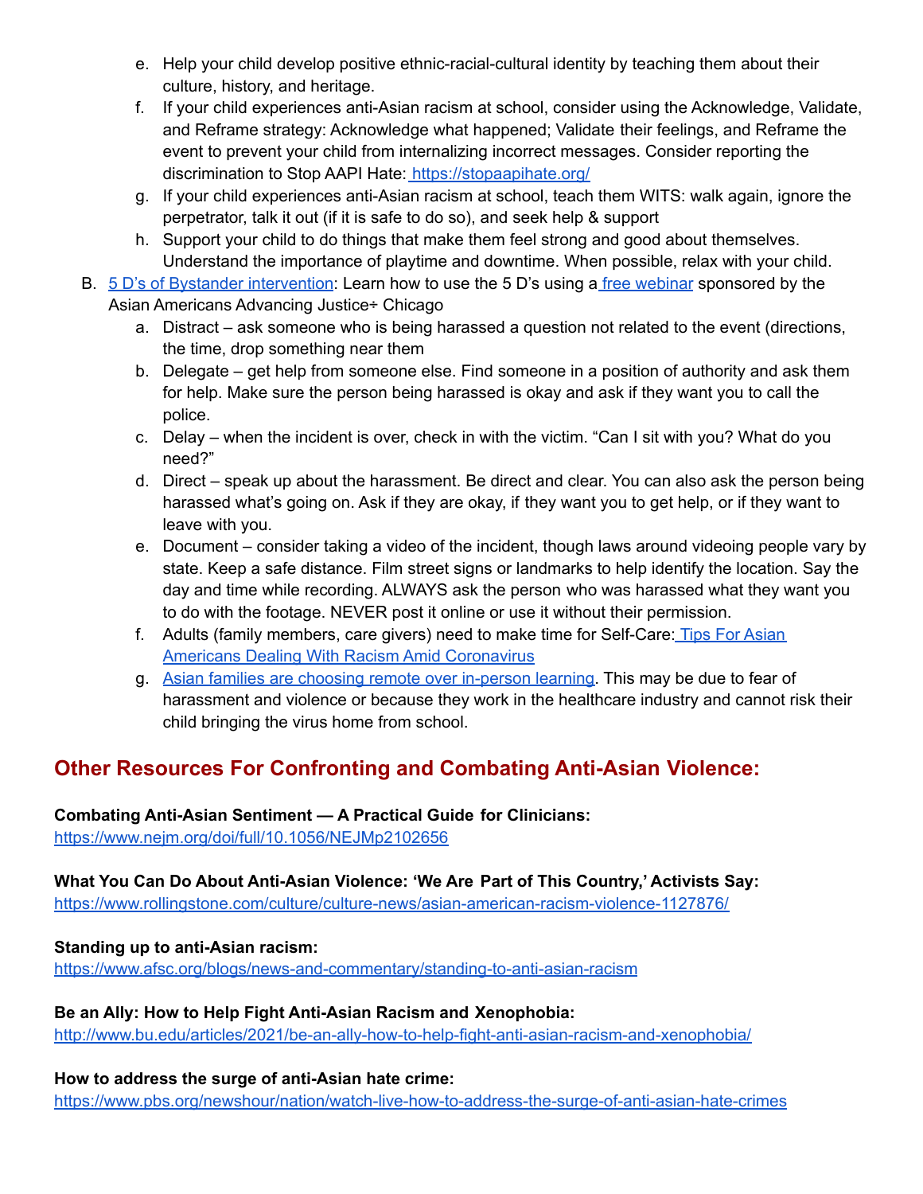e. Help your child develop positive ethnic-racial-cultural identity by teaching them about their culture, history, and heritage.
   f. If your child experiences anti-Asian racism at school, consider using the Acknowledge, Validate, and Reframe strategy: Acknowledge what happened; Validate their feelings, and Reframe the event to prevent your child from internalizing incorrect messages. Consider reporting the discrimination to Stop AAPI Hate: [https://stopaapihate.org/](https://stopaapihate.org/)
   g. If your child experiences anti-Asian racism at school, teach them WITS: walk again, ignore the perpetrator, talk it out (if it is safe to do so), and seek help & support
   h. Support your child to do things that make them feel strong and good about themselves. Understand the importance of playtime and downtime. When possible, relax with your child.

B. 5 D's of Bystander intervention: Learn how to use the 5 D's using a free webinar sponsored by the Asian Americans Advancing Justice÷ Chicago
   a. Distract – ask someone who is being harassed a question not related to the event (directions, the time, drop something near them
   b. Delegate – get help from someone else. Find someone in a position of authority and ask them for help. Make sure the person being harassed is okay and ask if they want you to call the police.
   c. Delay – when the incident is over, check in with the victim. "Can I sit with you? What do you need?"
   d. Direct – speak up about the harassment. Be direct and clear. You can also ask the person being harassed what's going on. Ask if they are okay, if they want you to get help, or if they want to leave with you.
   e. Document – consider taking a video of the incident, though laws around videoing people vary by state. Keep a safe distance. Film street signs or landmarks to help identify the location. Say the day and time while recording. ALWAYS ask the person who was harassed what they want you to do with the footage. NEVER post it online or use it without their permission.
   f. Adults (family members, care givers) need to make time for Self-Care: Tips For Asian Americans Dealing With Racism Amid Coronavirus
   g. Asian families are choosing remote over in-person learning. This may be due to fear of harassment and violence or because they work in the healthcare industry and cannot risk their child bringing the virus home from school.

## Other Resources For Confronting and Combating Anti-Asian Violence:

**Combating Anti-Asian Sentiment — A Practical Guide for Clinicians:**
[https://www.nejm.org/doi/full/10.1056/NEJMp2102656](https://www.nejm.org/doi/full/10.1056/NEJMp2102656)

**What You Can Do About Anti-Asian Violence: 'We Are Part of This Country,' Activists Say:**
[https://www.rollingstone.com/culture/culture-news/asian-american-racism-violence-1127876/](https://www.rollingstone.com/culture/culture-news/asian-american-racism-violence-1127876/)

**Standing up to anti-Asian racism:**
[https://www.afsc.org/blogs/news-and-commentary/standing-to-anti-asian-racism](https://www.afsc.org/blogs/news-and-commentary/standing-to-anti-asian-racism)

**Be an Ally: How to Help Fight Anti-Asian Racism and Xenophobia:**
[http://www.bu.edu/articles/2021/be-an-ally-how-to-help-fight-anti-asian-racism-and-xenophobia/](http://www.bu.edu/articles/2021/be-an-ally-how-to-help-fight-anti-asian-racism-and-xenophobia/)

**How to address the surge of anti-Asian hate crime:**
[https://www.pbs.org/newshour/nation/watch-live-how-to-address-the-surge-of-anti-asian-hate-crimes](https://www.pbs.org/newshour/nation/watch-live-how-to-address-the-surge-of-anti-asian-hate-crimes)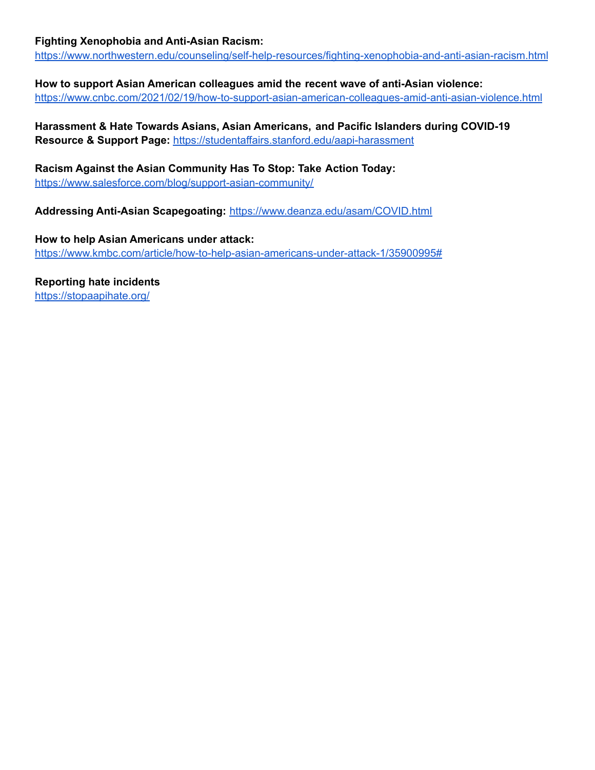**Fighting Xenophobia and Anti-Asian Racism:**
https://www.northwestern.edu/counseling/self-help-resources/fighting-xenophobia-and-anti-asian-racism.html

**How to support Asian American colleagues amid the recent wave of anti-Asian violence:**
https://www.cnbc.com/2021/02/19/how-to-support-asian-american-colleagues-amid-anti-asian-violence.html

**Harassment & Hate Towards Asians, Asian Americans, and Pacific Islanders during COVID-19 Resource & Support Page:** https://studentaffairs.stanford.edu/aapi-harassment

**Racism Against the Asian Community Has To Stop: Take Action Today:**
https://www.salesforce.com/blog/support-asian-community/

**Addressing Anti-Asian Scapegoating:** https://www.deanza.edu/asam/COVID.html

**How to help Asian Americans under attack:**
https://www.kmbc.com/article/how-to-help-asian-americans-under-attack-1/35900995#

**Reporting hate incidents**
https://stopaapihate.org/